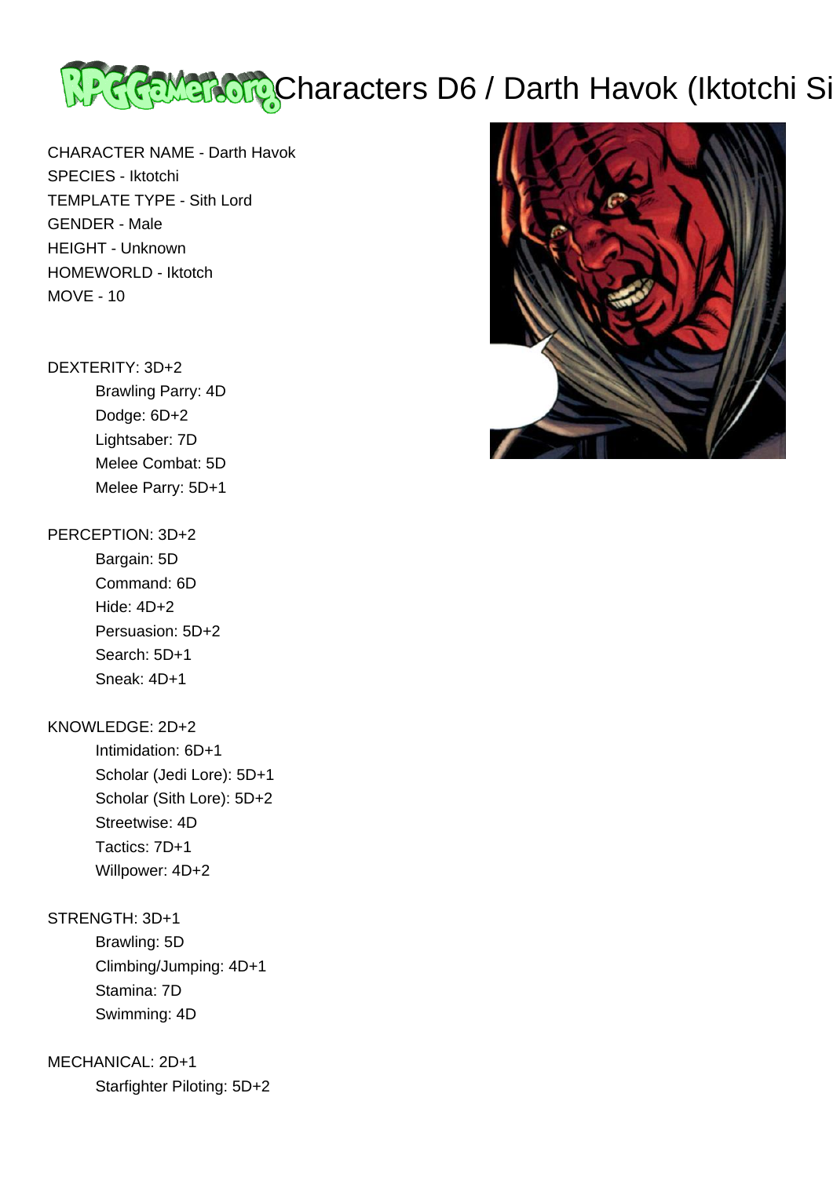# Characters D6 / Darth Havok (Iktotchi Si

CHARACTER NAME - Darth Havok
SPECIES - Iktotchi
TEMPLATE TYPE - Sith Lord
GENDER - Male
HEIGHT - Unknown
HOMEWORLD - Iktotch
MOVE - 10

DEXTERITY: 3D+2
- Brawling Parry: 4D
- Dodge: 6D+2
- Lightsaber: 7D
- Melee Combat: 5D
- Melee Parry: 5D+1

PERCEPTION: 3D+2
- Bargain: 5D
- Command: 6D
- Hide: 4D+2
- Persuasion: 5D+2
- Search: 5D+1
- Sneak: 4D+1

KNOWLEDGE: 2D+2
- Intimidation: 6D+1
- Scholar (Jedi Lore): 5D+1
- Scholar (Sith Lore): 5D+2
- Streetwise: 4D
- Tactics: 7D+1
- Willpower: 4D+2

STRENGTH: 3D+1
- Brawling: 5D
- Climbing/Jumping: 4D+1
- Stamina: 7D
- Swimming: 4D

MECHANICAL: 2D+1
- Starfighter Piloting: 5D+2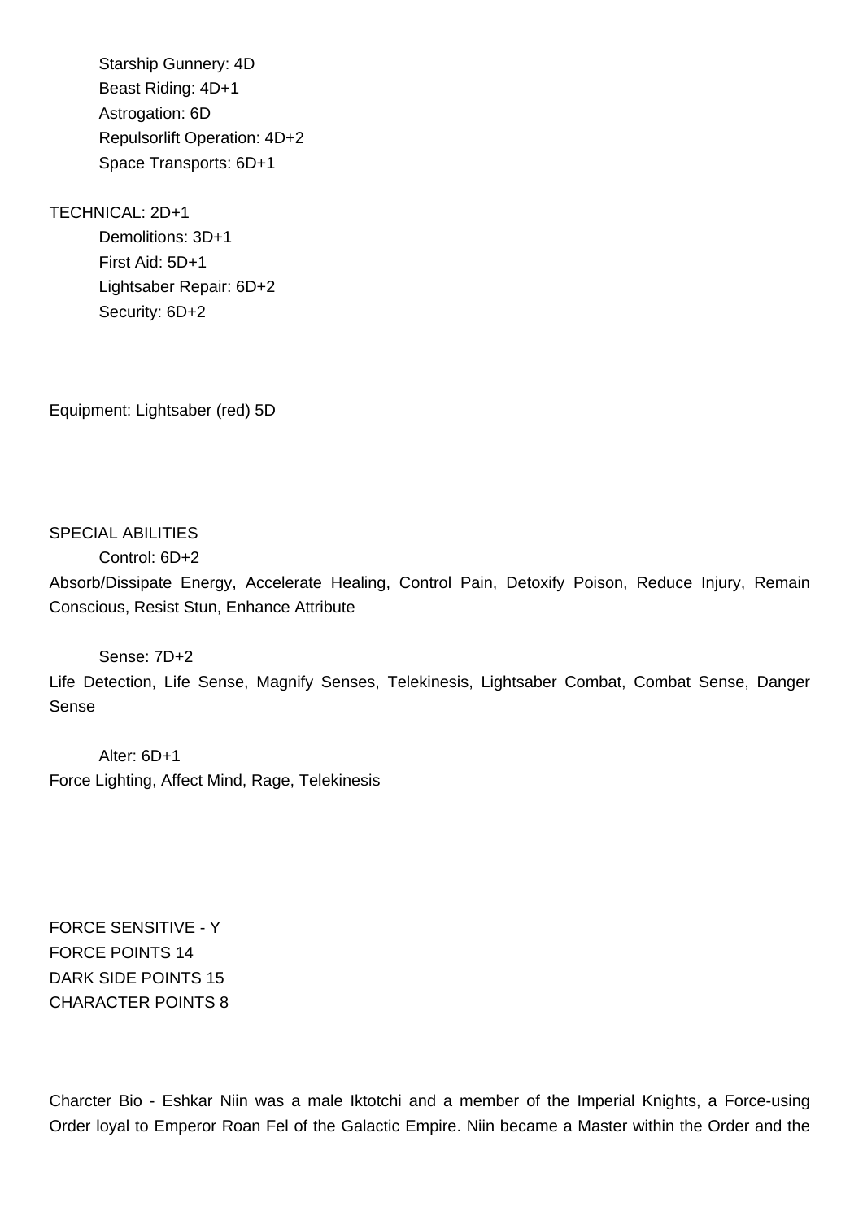Starship Gunnery: 4D
Beast Riding: 4D+1
Astrogation: 6D
Repulsorlift Operation: 4D+2
Space Transports: 6D+1

TECHNICAL: 2D+1
Demolitions: 3D+1
First Aid: 5D+1
Lightsaber Repair: 6D+2
Security: 6D+2

Equipment: Lightsaber (red) 5D

SPECIAL ABILITIES
Control: 6D+2
Absorb/Dissipate Energy, Accelerate Healing, Control Pain, Detoxify Poison, Reduce Injury, Remain Conscious, Resist Stun, Enhance Attribute

Sense: 7D+2
Life Detection, Life Sense, Magnify Senses, Telekinesis, Lightsaber Combat, Combat Sense, Danger Sense

Alter: 6D+1
Force Lighting, Affect Mind, Rage, Telekinesis

FORCE SENSITIVE - Y
FORCE POINTS 14
DARK SIDE POINTS 15
CHARACTER POINTS 8

Charcter Bio - Eshkar Niin was a male Iktotchi and a member of the Imperial Knights, a Force-using Order loyal to Emperor Roan Fel of the Galactic Empire. Niin became a Master within the Order and the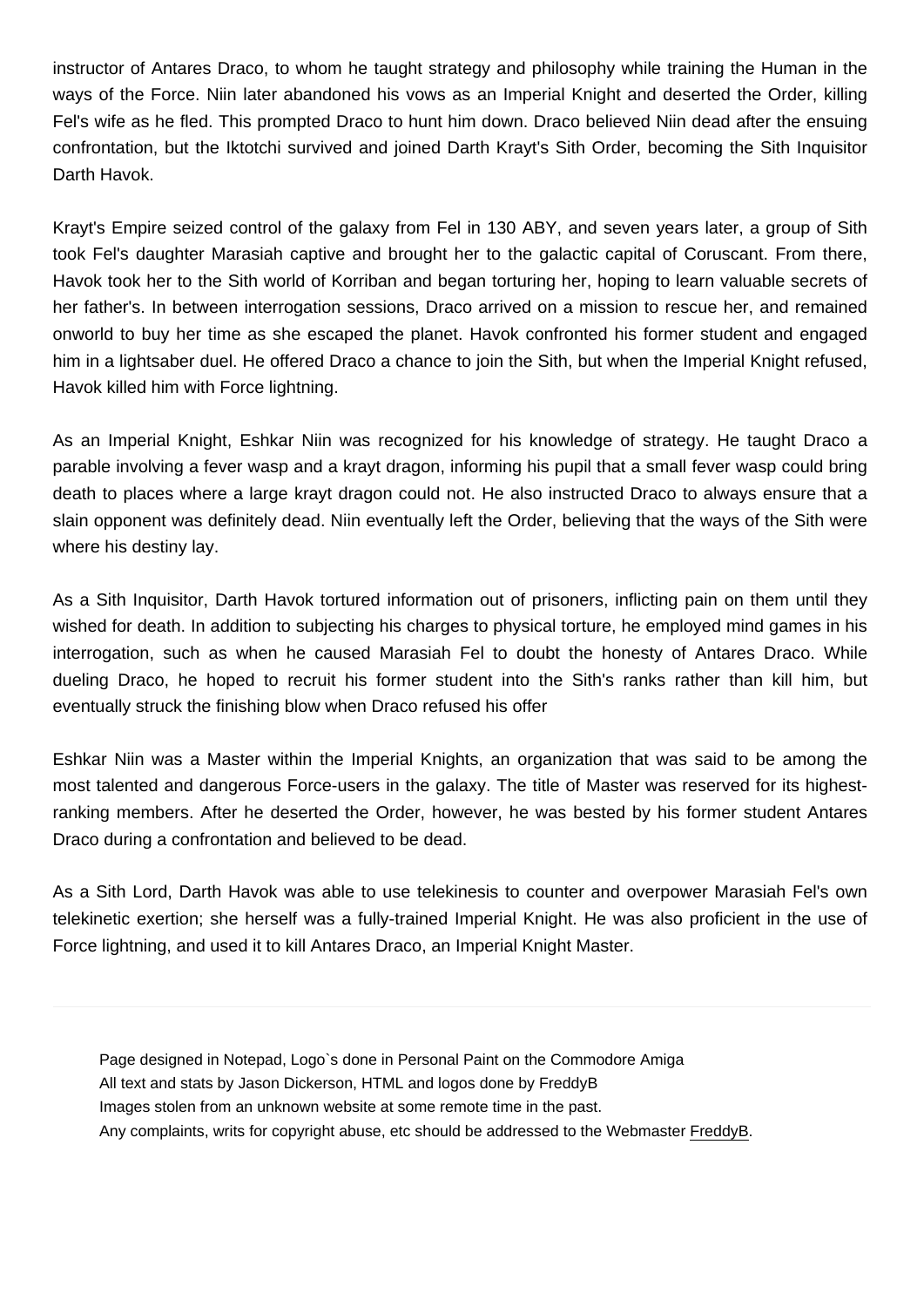instructor of Antares Draco, to whom he taught strategy and philosophy while training the Human in the ways of the Force. Niin later abandoned his vows as an Imperial Knight and deserted the Order, killing Fel's wife as he fled. This prompted Draco to hunt him down. Draco believed Niin dead after the ensuing confrontation, but the Iktotchi survived and joined Darth Krayt's Sith Order, becoming the Sith Inquisitor Darth Havok.

Krayt's Empire seized control of the galaxy from Fel in 130 ABY, and seven years later, a group of Sith took Fel's daughter Marasiah captive and brought her to the galactic capital of Coruscant. From there, Havok took her to the Sith world of Korriban and began torturing her, hoping to learn valuable secrets of her father's. In between interrogation sessions, Draco arrived on a mission to rescue her, and remained onworld to buy her time as she escaped the planet. Havok confronted his former student and engaged him in a lightsaber duel. He offered Draco a chance to join the Sith, but when the Imperial Knight refused, Havok killed him with Force lightning.

As an Imperial Knight, Eshkar Niin was recognized for his knowledge of strategy. He taught Draco a parable involving a fever wasp and a krayt dragon, informing his pupil that a small fever wasp could bring death to places where a large krayt dragon could not. He also instructed Draco to always ensure that a slain opponent was definitely dead. Niin eventually left the Order, believing that the ways of the Sith were where his destiny lay.

As a Sith Inquisitor, Darth Havok tortured information out of prisoners, inflicting pain on them until they wished for death. In addition to subjecting his charges to physical torture, he employed mind games in his interrogation, such as when he caused Marasiah Fel to doubt the honesty of Antares Draco. While dueling Draco, he hoped to recruit his former student into the Sith's ranks rather than kill him, but eventually struck the finishing blow when Draco refused his offer

Eshkar Niin was a Master within the Imperial Knights, an organization that was said to be among the most talented and dangerous Force-users in the galaxy. The title of Master was reserved for its highest-ranking members. After he deserted the Order, however, he was bested by his former student Antares Draco during a confrontation and believed to be dead.

As a Sith Lord, Darth Havok was able to use telekinesis to counter and overpower Marasiah Fel's own telekinetic exertion; she herself was a fully-trained Imperial Knight. He was also proficient in the use of Force lightning, and used it to kill Antares Draco, an Imperial Knight Master.

---

Page designed in Notepad, Logo`s done in Personal Paint on the Commodore Amiga
All text and stats by Jason Dickerson, HTML and logos done by FreddyB
Images stolen from an unknown website at some remote time in the past.
Any complaints, writs for copyright abuse, etc should be addressed to the Webmaster FreddyB.